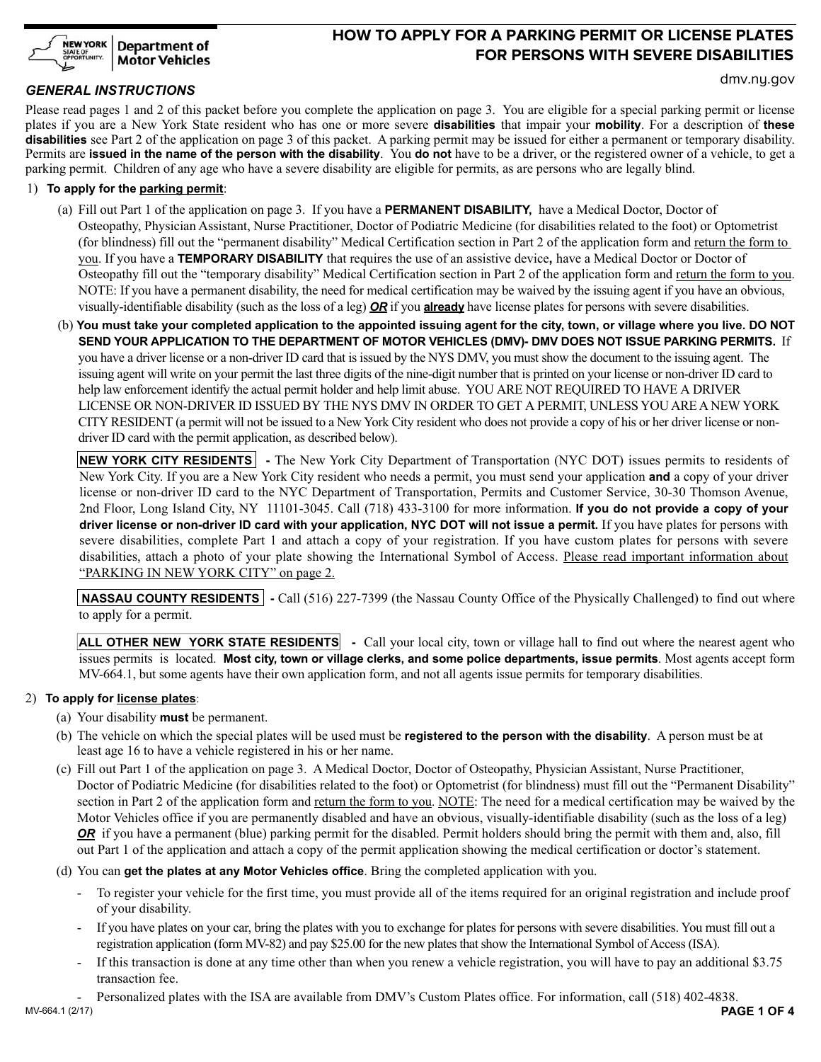New York State Department of Motor Vehicles

# HOW TO APPLY FOR A PARKING PERMIT OR LICENSE PLATES FOR PERSONS WITH SEVERE DISABILITIES

dmv.ny.gov

## *GENERAL INSTRUCTIONS*

Please read pages 1 and 2 of this packet before you complete the application on page 3. You are eligible for a special parking permit or license plates if you are a New York State resident who has one or more severe **disabilities** that impair your **mobility**. For a description of **these disabilities** see Part 2 of the application on page 3 of this packet. A parking permit may be issued for either a permanent or temporary disability. Permits are **issued in the name of the person with the disability**. You **do not** have to be a driver, or the registered owner of a vehicle, to get a parking permit. Children of any age who have a severe disability are eligible for permits, as are persons who are legally blind.

1) **To apply for the parking permit**:

   (a) Fill out Part 1 of the application on page 3. If you have a **PERMANENT DISABILITY,** have a Medical Doctor, Doctor of Osteopathy, Physician Assistant, Nurse Practitioner, Doctor of Podiatric Medicine (for disabilities related to the foot) or Optometrist (for blindness) fill out the "permanent disability" Medical Certification section in Part 2 of the application form and return the form to you. If you have a **TEMPORARY DISABILITY** that requires the use of an assistive device**,** have a Medical Doctor or Doctor of Osteopathy fill out the "temporary disability" Medical Certification section in Part 2 of the application form and return the form to you. NOTE: If you have a permanent disability, the need for medical certification may be waived by the issuing agent if you have an obvious, visually-identifiable disability (such as the loss of a leg) ***OR*** if you **already** have license plates for persons with severe disabilities.

   (b) **You must take your completed application to the appointed issuing agent for the city, town, or village where you live. DO NOT SEND YOUR APPLICATION TO THE DEPARTMENT OF MOTOR VEHICLES (DMV)- DMV DOES NOT ISSUE PARKING PERMITS.** If you have a driver license or a non-driver ID card that is issued by the NYS DMV, you must show the document to the issuing agent. The issuing agent will write on your permit the last three digits of the nine-digit number that is printed on your license or non-driver ID card to help law enforcement identify the actual permit holder and help limit abuse. YOU ARE NOT REQUIRED TO HAVE A DRIVER LICENSE OR NON-DRIVER ID ISSUED BY THE NYS DMV IN ORDER TO GET A PERMIT, UNLESS YOU ARE A NEW YORK CITY RESIDENT (a permit will not be issued to a New York City resident who does not provide a copy of his or her driver license or non-driver ID card with the permit application, as described below).

   **NEW YORK CITY RESIDENTS** - The New York City Department of Transportation (NYC DOT) issues permits to residents of New York City. If you are a New York City resident who needs a permit, you must send your application **and** a copy of your driver license or non-driver ID card to the NYC Department of Transportation, Permits and Customer Service, 30-30 Thomson Avenue, 2nd Floor, Long Island City, NY 11101-3045. Call (718) 433-3100 for more information. **If you do not provide a copy of your driver license or non-driver ID card with your application, NYC DOT will not issue a permit.** If you have plates for persons with severe disabilities, complete Part 1 and attach a copy of your registration. If you have custom plates for persons with severe disabilities, attach a photo of your plate showing the International Symbol of Access. Please read important information about "PARKING IN NEW YORK CITY" on page 2.

   **NASSAU COUNTY RESIDENTS** - Call (516) 227-7399 (the Nassau County Office of the Physically Challenged) to find out where to apply for a permit.

   **ALL OTHER NEW YORK STATE RESIDENTS** - Call your local city, town or village hall to find out where the nearest agent who issues permits is located. **Most city, town or village clerks, and some police departments, issue permits**. Most agents accept form MV-664.1, but some agents have their own application form, and not all agents issue permits for temporary disabilities.

2) **To apply for license plates**:

   (a) Your disability **must** be permanent.

   (b) The vehicle on which the special plates will be used must be **registered to the person with the disability**. A person must be at least age 16 to have a vehicle registered in his or her name.

   (c) Fill out Part 1 of the application on page 3. A Medical Doctor, Doctor of Osteopathy, Physician Assistant, Nurse Practitioner, Doctor of Podiatric Medicine (for disabilities related to the foot) or Optometrist (for blindness) must fill out the "Permanent Disability" section in Part 2 of the application form and return the form to you. NOTE: The need for a medical certification may be waived by the Motor Vehicles office if you are permanently disabled and have an obvious, visually-identifiable disability (such as the loss of a leg) ***OR*** if you have a permanent (blue) parking permit for the disabled. Permit holders should bring the permit with them and, also, fill out Part 1 of the application and attach a copy of the permit application showing the medical certification or doctor's statement.

   (d) You can **get the plates at any Motor Vehicles office**. Bring the completed application with you.

   - To register your vehicle for the first time, you must provide all of the items required for an original registration and include proof of your disability.
   - If you have plates on your car, bring the plates with you to exchange for plates for persons with severe disabilities. You must fill out a registration application (form MV-82) and pay $25.00 for the new plates that show the International Symbol of Access (ISA).
   - If this transaction is done at any time other than when you renew a vehicle registration, you will have to pay an additional $3.75 transaction fee.
   - Personalized plates with the ISA are available from DMV's Custom Plates office. For information, call (518) 402-4838.

MV-664.1 (2/17)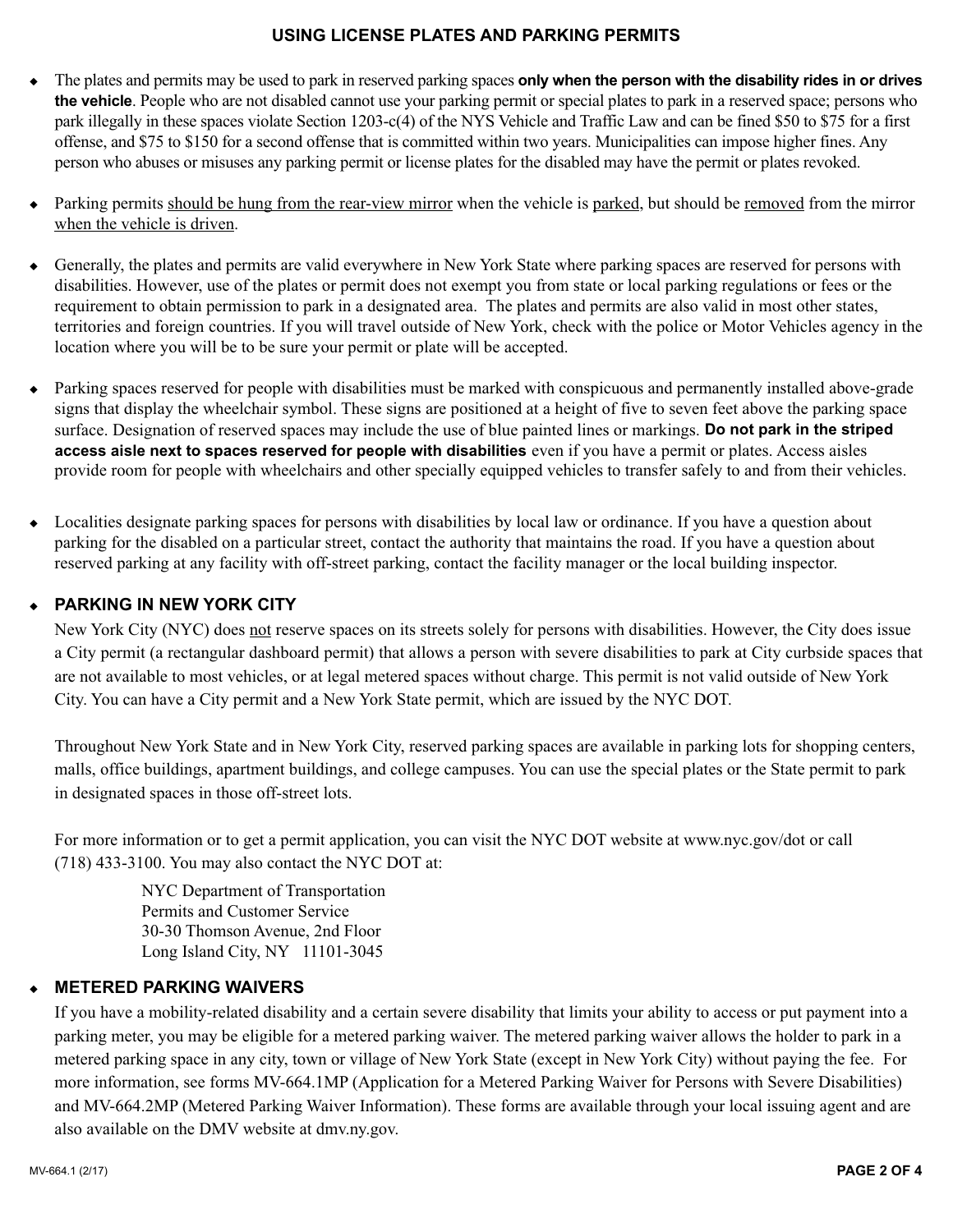## USING LICENSE PLATES AND PARKING PERMITS

- The plates and permits may be used to park in reserved parking spaces **only when the person with the disability rides in or drives the vehicle**. People who are not disabled cannot use your parking permit or special plates to park in a reserved space; persons who park illegally in these spaces violate Section 1203-c(4) of the NYS Vehicle and Traffic Law and can be fined $50 to $75 for a first offense, and $75 to $150 for a second offense that is committed within two years. Municipalities can impose higher fines. Any person who abuses or misuses any parking permit or license plates for the disabled may have the permit or plates revoked.

- Parking permits should be hung from the rear-view mirror when the vehicle is parked, but should be removed from the mirror when the vehicle is driven.

- Generally, the plates and permits are valid everywhere in New York State where parking spaces are reserved for persons with disabilities. However, use of the plates or permit does not exempt you from state or local parking regulations or fees or the requirement to obtain permission to park in a designated area. The plates and permits are also valid in most other states, territories and foreign countries. If you will travel outside of New York, check with the police or Motor Vehicles agency in the location where you will be to be sure your permit or plate will be accepted.

- Parking spaces reserved for people with disabilities must be marked with conspicuous and permanently installed above-grade signs that display the wheelchair symbol. These signs are positioned at a height of five to seven feet above the parking space surface. Designation of reserved spaces may include the use of blue painted lines or markings. **Do not park in the striped access aisle next to spaces reserved for people with disabilities** even if you have a permit or plates. Access aisles provide room for people with wheelchairs and other specially equipped vehicles to transfer safely to and from their vehicles.

- Localities designate parking spaces for persons with disabilities by local law or ordinance. If you have a question about parking for the disabled on a particular street, contact the authority that maintains the road. If you have a question about reserved parking at any facility with off-street parking, contact the facility manager or the local building inspector.

- **PARKING IN NEW YORK CITY**

  New York City (NYC) does not reserve spaces on its streets solely for persons with disabilities. However, the City does issue a City permit (a rectangular dashboard permit) that allows a person with severe disabilities to park at City curbside spaces that are not available to most vehicles, or at legal metered spaces without charge. This permit is not valid outside of New York City. You can have a City permit and a New York State permit, which are issued by the NYC DOT.

  Throughout New York State and in New York City, reserved parking spaces are available in parking lots for shopping centers, malls, office buildings, apartment buildings, and college campuses. You can use the special plates or the State permit to park in designated spaces in those off-street lots.

  For more information or to get a permit application, you can visit the NYC DOT website at www.nyc.gov/dot or call (718) 433-3100. You may also contact the NYC DOT at:

  NYC Department of Transportation
  Permits and Customer Service
  30-30 Thomson Avenue, 2nd Floor
  Long Island City, NY 11101-3045

- **METERED PARKING WAIVERS**

  If you have a mobility-related disability and a certain severe disability that limits your ability to access or put payment into a parking meter, you may be eligible for a metered parking waiver. The metered parking waiver allows the holder to park in a metered parking space in any city, town or village of New York State (except in New York City) without paying the fee. For more information, see forms MV-664.1MP (Application for a Metered Parking Waiver for Persons with Severe Disabilities) and MV-664.2MP (Metered Parking Waiver Information). These forms are available through your local issuing agent and are also available on the DMV website at dmv.ny.gov.

MV-664.1 (2/17)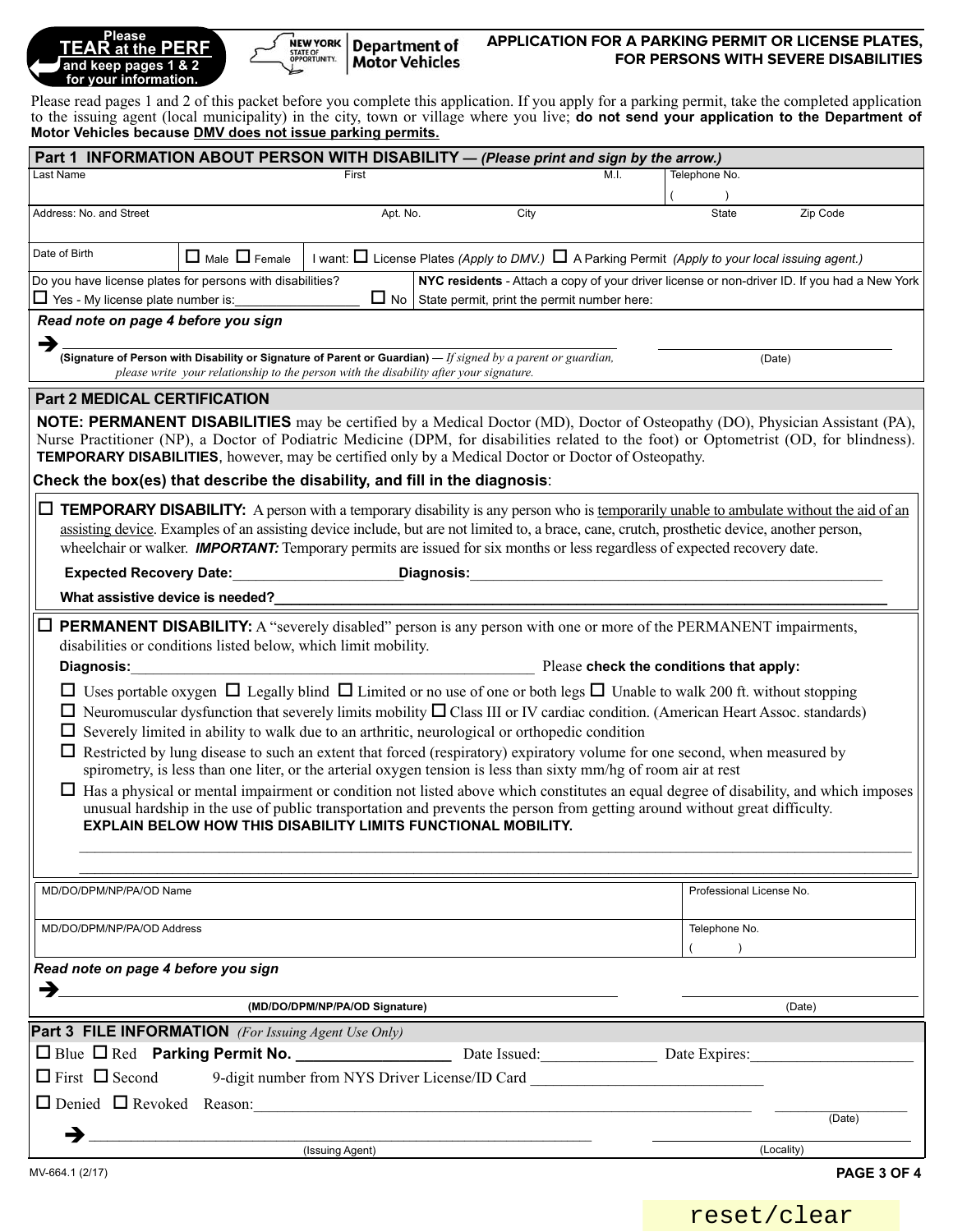Please **TEAR at the PERF** and keep pages 1 & 2 for your information.

NEW YORK STATE OF OPPORTUNITY. Department of Motor Vehicles

## APPLICATION FOR A PARKING PERMIT OR LICENSE PLATES, FOR PERSONS WITH SEVERE DISABILITIES

Please read pages 1 and 2 of this packet before you complete this application. If you apply for a parking permit, take the completed application to the issuing agent (local municipality) in the city, town or village where you live; **do not send your application to the Department of Motor Vehicles because DMV does not issue parking permits.**

### Part 1 INFORMATION ABOUT PERSON WITH DISABILITY — *(Please print and sign by the arrow.)*

| Last Name | First | M.I. | Telephone No. ( ) |
|---|---|---|---|
| Address: No. and Street | Apt. No. | City | State / Zip Code |

Date of Birth ☐ Male ☐ Female | I want: ☐ License Plates *(Apply to DMV.)* ☐ A Parking Permit *(Apply to your local issuing agent.)*

Do you have license plates for persons with disabilities?
☐ Yes - My license plate number is:________________ ☐ No

**NYC residents** - Attach a copy of your driver license or non-driver ID. If you had a New York State permit, print the permit number here:

***Read note on page 4 before you sign***

➔ ______________________________________ ____________________
**(Signature of Person with Disability or Signature of Parent or Guardian)** — *If signed by a parent or guardian, please write your relationship to the person with the disability after your signature.* (Date)

### Part 2 MEDICAL CERTIFICATION

**NOTE: PERMANENT DISABILITIES** may be certified by a Medical Doctor (MD), Doctor of Osteopathy (DO), Physician Assistant (PA), Nurse Practitioner (NP), a Doctor of Podiatric Medicine (DPM, for disabilities related to the foot) or Optometrist (OD, for blindness). **TEMPORARY DISABILITIES**, however, may be certified only by a Medical Doctor or Doctor of Osteopathy.

**Check the box(es) that describe the disability, and fill in the diagnosis**:

☐ **TEMPORARY DISABILITY:** A person with a temporary disability is any person who is temporarily unable to ambulate without the aid of an assisting device. Examples of an assisting device include, but are not limited to, a brace, cane, crutch, prosthetic device, another person, wheelchair or walker. ***IMPORTANT:*** Temporary permits are issued for six months or less regardless of expected recovery date.

**Expected Recovery Date:**____________________ **Diagnosis:**______________________________________

**What assistive device is needed?**______________________________________________________

☐ **PERMANENT DISABILITY:** A "severely disabled" person is any person with one or more of the PERMANENT impairments, disabilities or conditions listed below, which limit mobility.

**Diagnosis:**____________________________________________ Please **check the conditions that apply:**

- ☐ Uses portable oxygen ☐ Legally blind ☐ Limited or no use of one or both legs ☐ Unable to walk 200 ft. without stopping
- ☐ Neuromuscular dysfunction that severely limits mobility ☐ Class III or IV cardiac condition. (American Heart Assoc. standards)
- ☐ Severely limited in ability to walk due to an arthritic, neurological or orthopedic condition
- ☐ Restricted by lung disease to such an extent that forced (respiratory) expiratory volume for one second, when measured by spirometry, is less than one liter, or the arterial oxygen tension is less than sixty mm/hg of room air at rest
- ☐ Has a physical or mental impairment or condition not listed above which constitutes an equal degree of disability, and which imposes unusual hardship in the use of public transportation and prevents the person from getting around without great difficulty. **EXPLAIN BELOW HOW THIS DISABILITY LIMITS FUNCTIONAL MOBILITY.**

____________________________________________________________________________

____________________________________________________________________________

| MD/DO/DPM/NP/PA/OD Name | Professional License No. |
|---|---|
| MD/DO/DPM/NP/PA/OD Address | Telephone No. ( ) |

***Read note on page 4 before you sign***

➔ ______________________________________ ____________________
**(MD/DO/DPM/NP/PA/OD Signature)** (Date)

### Part 3 FILE INFORMATION *(For Issuing Agent Use Only)*

☐ Blue ☐ Red **Parking Permit No.** ________________ Date Issued:______________ Date Expires:__________________

☐ First ☐ Second 9-digit number from NYS Driver License/ID Card ____________________________

☐ Denied ☐ Revoked Reason:__________________________________________________ ______________ (Date)

➔ ______________________________________ ____________________
(Issuing Agent) (Locality)

MV-664.1 (2/17)

reset/clear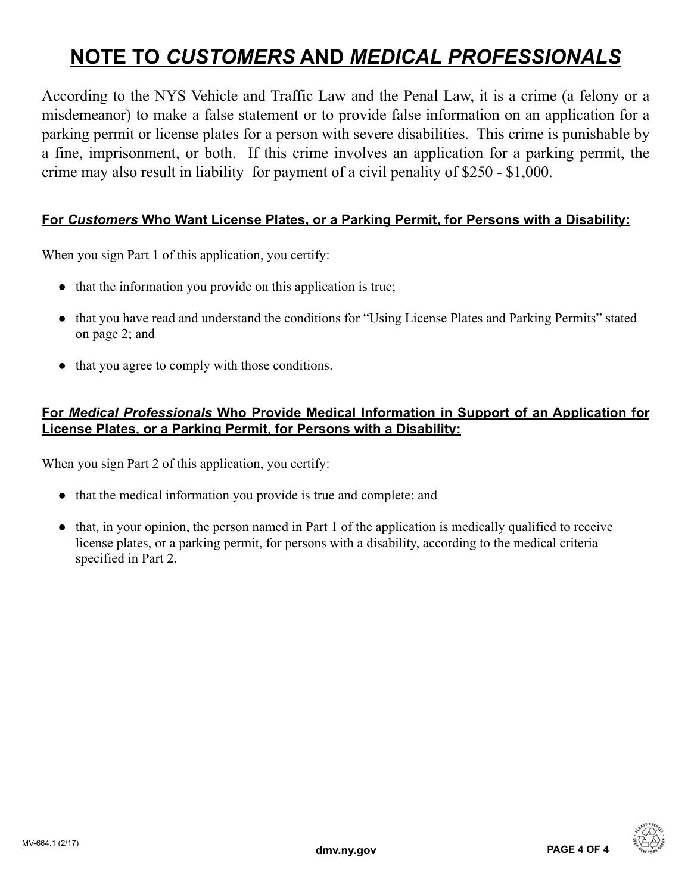# NOTE TO *CUSTOMERS* AND *MEDICAL PROFESSIONALS*

According to the NYS Vehicle and Traffic Law and the Penal Law, it is a crime (a felony or a misdemeanor) to make a false statement or to provide false information on an application for a parking permit or license plates for a person with severe disabilities. This crime is punishable by a fine, imprisonment, or both. If this crime involves an application for a parking permit, the crime may also result in liability for payment of a civil penality of $250 - $1,000.

**For *Customers* Who Want License Plates, or a Parking Permit, for Persons with a Disability:**

When you sign Part 1 of this application, you certify:

- that the information you provide on this application is true;
- that you have read and understand the conditions for "Using License Plates and Parking Permits" stated on page 2; and
- that you agree to comply with those conditions.

**For *Medical Professionals* Who Provide Medical Information in Support of an Application for License Plates, or a Parking Permit, for Persons with a Disability:**

When you sign Part 2 of this application, you certify:

- that the medical information you provide is true and complete; and
- that, in your opinion, the person named in Part 1 of the application is medically qualified to receive license plates, or a parking permit, for persons with a disability, according to the medical criteria specified in Part 2.

MV-664.1 (2/17)

dmv.ny.gov